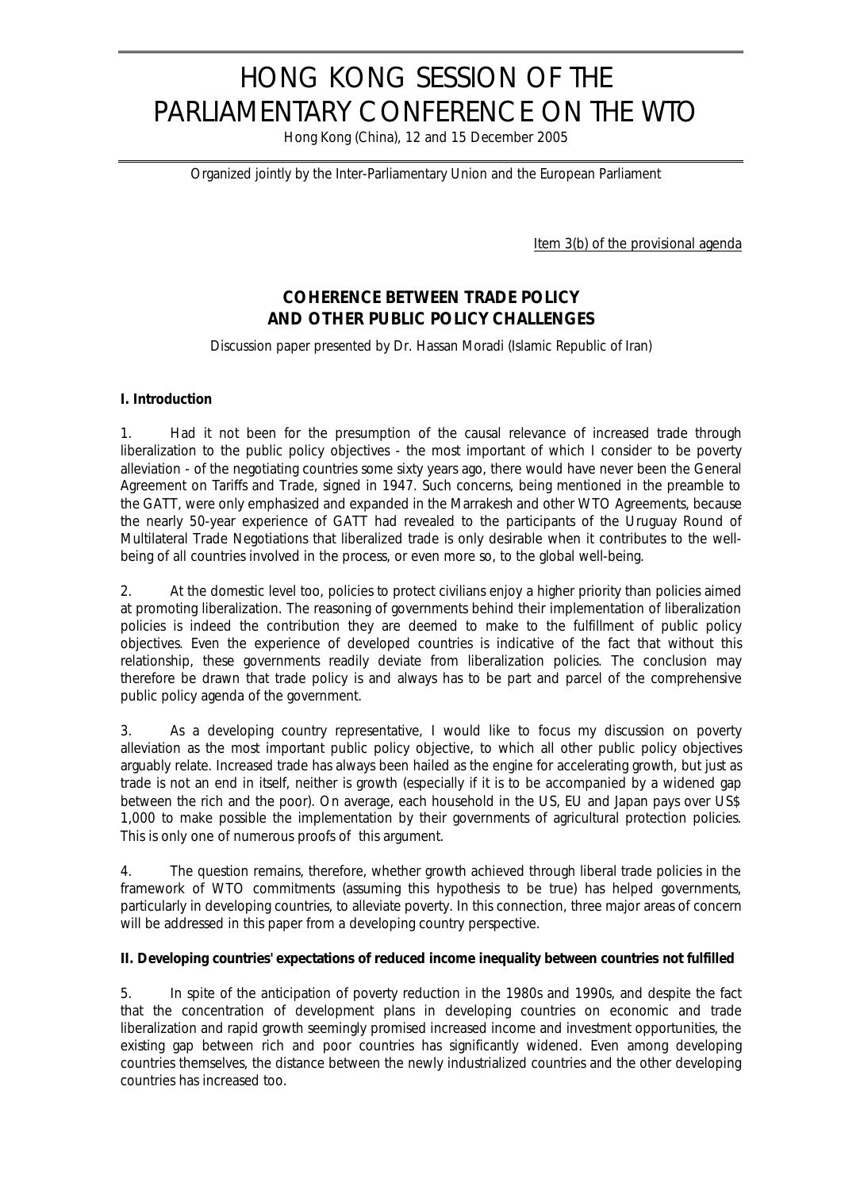# HONG KONG SESSION OF THE PARLIAMENTARY CONFERENCE ON THE WTO

Hong Kong (China), 12 and 15 December 2005

Organized jointly by the Inter-Parliamentary Union and the European Parliament

Item 3(b) of the provisional agenda

## COHERENCE BETWEEN TRADE POLICY AND OTHER PUBLIC POLICY CHALLENGES

Discussion paper presented by Dr. Hassan Moradi (Islamic Republic of Iran)

### I. Introduction

1. Had it not been for the presumption of the causal relevance of increased trade through liberalization to the public policy objectives - the most important of which I consider to be poverty alleviation - of the negotiating countries some sixty years ago, there would have never been the General Agreement on Tariffs and Trade, signed in 1947. Such concerns, being mentioned in the preamble to the GATT, were only emphasized and expanded in the Marrakesh and other WTO Agreements, because the nearly 50-year experience of GATT had revealed to the participants of the Uruguay Round of Multilateral Trade Negotiations that liberalized trade is only desirable when it contributes to the well-being of all countries involved in the process, or even more so, to the global well-being.

2. At the domestic level too, policies to protect civilians enjoy a higher priority than policies aimed at promoting liberalization. The reasoning of governments behind their implementation of liberalization policies is indeed the contribution they are deemed to make to the fulfillment of public policy objectives. Even the experience of developed countries is indicative of the fact that without this relationship, these governments readily deviate from liberalization policies. The conclusion may therefore be drawn that trade policy is and always has to be part and parcel of the comprehensive public policy agenda of the government.

3. As a developing country representative, I would like to focus my discussion on poverty alleviation as the most important public policy objective, to which all other public policy objectives arguably relate. Increased trade has always been hailed as the engine for accelerating growth, but just as trade is not an end in itself, neither is growth (especially if it is to be accompanied by a widened gap between the rich and the poor). On average, each household in the US, EU and Japan pays over US$ 1,000 to make possible the implementation by their governments of agricultural protection policies. This is only one of numerous proofs of this argument.

4. The question remains, therefore, whether growth achieved through liberal trade policies in the framework of WTO commitments (assuming this hypothesis to be true) has helped governments, particularly in developing countries, to alleviate poverty. In this connection, three major areas of concern will be addressed in this paper from a developing country perspective.

### II. Developing countries' expectations of reduced income inequality between countries not fulfilled

5. In spite of the anticipation of poverty reduction in the 1980s and 1990s, and despite the fact that the concentration of development plans in developing countries on economic and trade liberalization and rapid growth seemingly promised increased income and investment opportunities, the existing gap between rich and poor countries has significantly widened. Even among developing countries themselves, the distance between the newly industrialized countries and the other developing countries has increased too.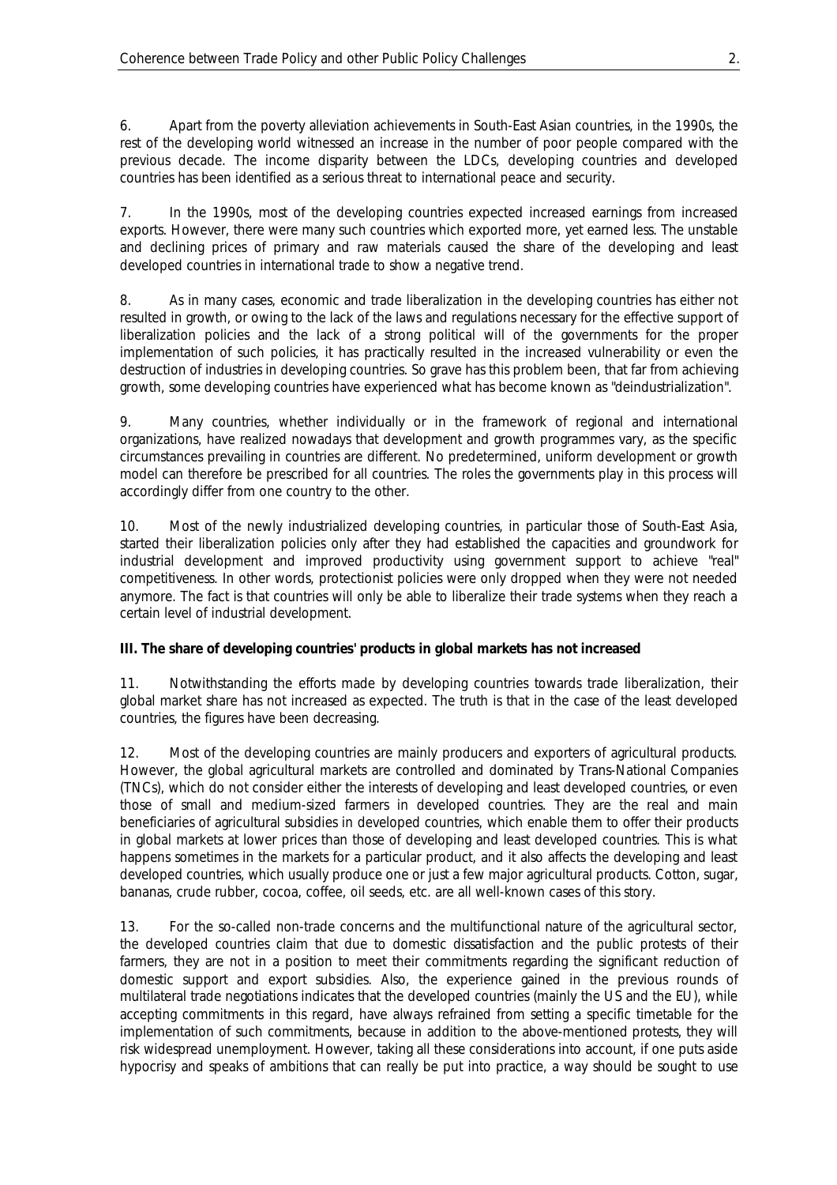6. Apart from the poverty alleviation achievements in South-East Asian countries, in the 1990s, the rest of the developing world witnessed an increase in the number of poor people compared with the previous decade. The income disparity between the LDCs, developing countries and developed countries has been identified as a serious threat to international peace and security.

7. In the 1990s, most of the developing countries expected increased earnings from increased exports. However, there were many such countries which exported more, yet earned less. The unstable and declining prices of primary and raw materials caused the share of the developing and least developed countries in international trade to show a negative trend.

8. As in many cases, economic and trade liberalization in the developing countries has either not resulted in growth, or owing to the lack of the laws and regulations necessary for the effective support of liberalization policies and the lack of a strong political will of the governments for the proper implementation of such policies, it has practically resulted in the increased vulnerability or even the destruction of industries in developing countries. So grave has this problem been, that far from achieving growth, some developing countries have experienced what has become known as "deindustrialization".

9. Many countries, whether individually or in the framework of regional and international organizations, have realized nowadays that development and growth programmes vary, as the specific circumstances prevailing in countries are different. No predetermined, uniform development or growth model can therefore be prescribed for all countries. The roles the governments play in this process will accordingly differ from one country to the other.

10. Most of the newly industrialized developing countries, in particular those of South-East Asia, started their liberalization policies only after they had established the capacities and groundwork for industrial development and improved productivity using government support to achieve "real" competitiveness. In other words, protectionist policies were only dropped when they were not needed anymore. The fact is that countries will only be able to liberalize their trade systems when they reach a certain level of industrial development.

**III. The share of developing countries' products in global markets has not increased**

11. Notwithstanding the efforts made by developing countries towards trade liberalization, their global market share has not increased as expected. The truth is that in the case of the least developed countries, the figures have been decreasing.

12. Most of the developing countries are mainly producers and exporters of agricultural products. However, the global agricultural markets are controlled and dominated by Trans-National Companies (TNCs), which do not consider either the interests of developing and least developed countries, or even those of small and medium-sized farmers in developed countries. They are the real and main beneficiaries of agricultural subsidies in developed countries, which enable them to offer their products in global markets at lower prices than those of developing and least developed countries. This is what happens sometimes in the markets for a particular product, and it also affects the developing and least developed countries, which usually produce one or just a few major agricultural products. Cotton, sugar, bananas, crude rubber, cocoa, coffee, oil seeds, etc. are all well-known cases of this story.

13. For the so-called non-trade concerns and the multifunctional nature of the agricultural sector, the developed countries claim that due to domestic dissatisfaction and the public protests of their farmers, they are not in a position to meet their commitments regarding the significant reduction of domestic support and export subsidies. Also, the experience gained in the previous rounds of multilateral trade negotiations indicates that the developed countries (mainly the US and the EU), while accepting commitments in this regard, have always refrained from setting a specific timetable for the implementation of such commitments, because in addition to the above-mentioned protests, they will risk widespread unemployment. However, taking all these considerations into account, if one puts aside hypocrisy and speaks of ambitions that can really be put into practice, a way should be sought to use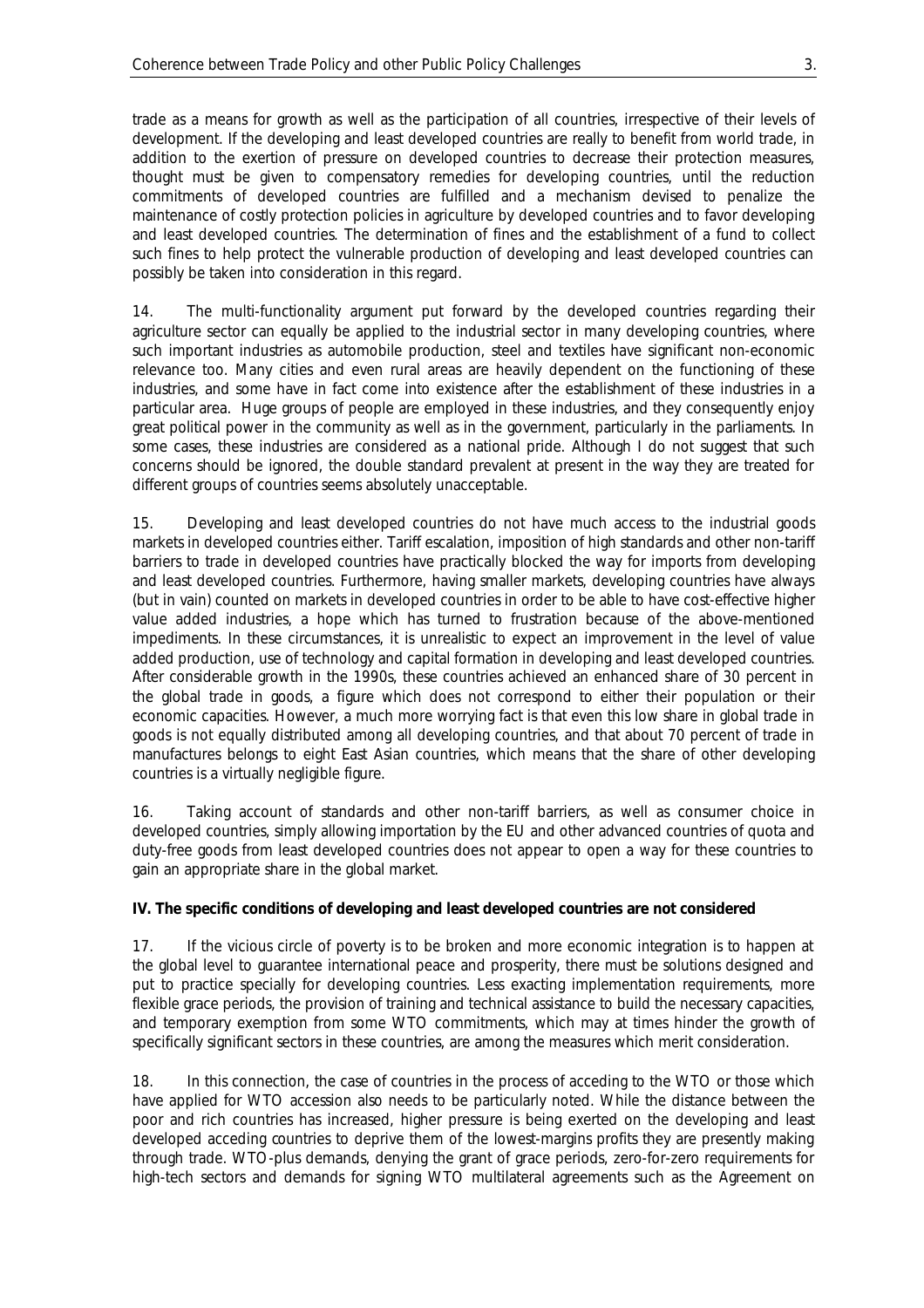trade as a means for growth as well as the participation of all countries, irrespective of their levels of development. If the developing and least developed countries are really to benefit from world trade, in addition to the exertion of pressure on developed countries to decrease their protection measures, thought must be given to compensatory remedies for developing countries, until the reduction commitments of developed countries are fulfilled and a mechanism devised to penalize the maintenance of costly protection policies in agriculture by developed countries and to favor developing and least developed countries. The determination of fines and the establishment of a fund to collect such fines to help protect the vulnerable production of developing and least developed countries can possibly be taken into consideration in this regard.

14. The multi-functionality argument put forward by the developed countries regarding their agriculture sector can equally be applied to the industrial sector in many developing countries, where such important industries as automobile production, steel and textiles have significant non-economic relevance too. Many cities and even rural areas are heavily dependent on the functioning of these industries, and some have in fact come into existence after the establishment of these industries in a particular area. Huge groups of people are employed in these industries, and they consequently enjoy great political power in the community as well as in the government, particularly in the parliaments. In some cases, these industries are considered as a national pride. Although I do not suggest that such concerns should be ignored, the double standard prevalent at present in the way they are treated for different groups of countries seems absolutely unacceptable.

15. Developing and least developed countries do not have much access to the industrial goods markets in developed countries either. Tariff escalation, imposition of high standards and other non-tariff barriers to trade in developed countries have practically blocked the way for imports from developing and least developed countries. Furthermore, having smaller markets, developing countries have always (but in vain) counted on markets in developed countries in order to be able to have cost-effective higher value added industries, a hope which has turned to frustration because of the above-mentioned impediments. In these circumstances, it is unrealistic to expect an improvement in the level of value added production, use of technology and capital formation in developing and least developed countries. After considerable growth in the 1990s, these countries achieved an enhanced share of 30 percent in the global trade in goods, a figure which does not correspond to either their population or their economic capacities. However, a much more worrying fact is that even this low share in global trade in goods is not equally distributed among all developing countries, and that about 70 percent of trade in manufactures belongs to eight East Asian countries, which means that the share of other developing countries is a virtually negligible figure.

16. Taking account of standards and other non-tariff barriers, as well as consumer choice in developed countries, simply allowing importation by the EU and other advanced countries of quota and duty-free goods from least developed countries does not appear to open a way for these countries to gain an appropriate share in the global market.

**IV. The specific conditions of developing and least developed countries are not considered**

17. If the vicious circle of poverty is to be broken and more economic integration is to happen at the global level to guarantee international peace and prosperity, there must be solutions designed and put to practice specially for developing countries. Less exacting implementation requirements, more flexible grace periods, the provision of training and technical assistance to build the necessary capacities, and temporary exemption from some WTO commitments, which may at times hinder the growth of specifically significant sectors in these countries, are among the measures which merit consideration.

18. In this connection, the case of countries in the process of acceding to the WTO or those which have applied for WTO accession also needs to be particularly noted. While the distance between the poor and rich countries has increased, higher pressure is being exerted on the developing and least developed acceding countries to deprive them of the lowest-margins profits they are presently making through trade. WTO-plus demands, denying the grant of grace periods, zero-for-zero requirements for high-tech sectors and demands for signing WTO multilateral agreements such as the Agreement on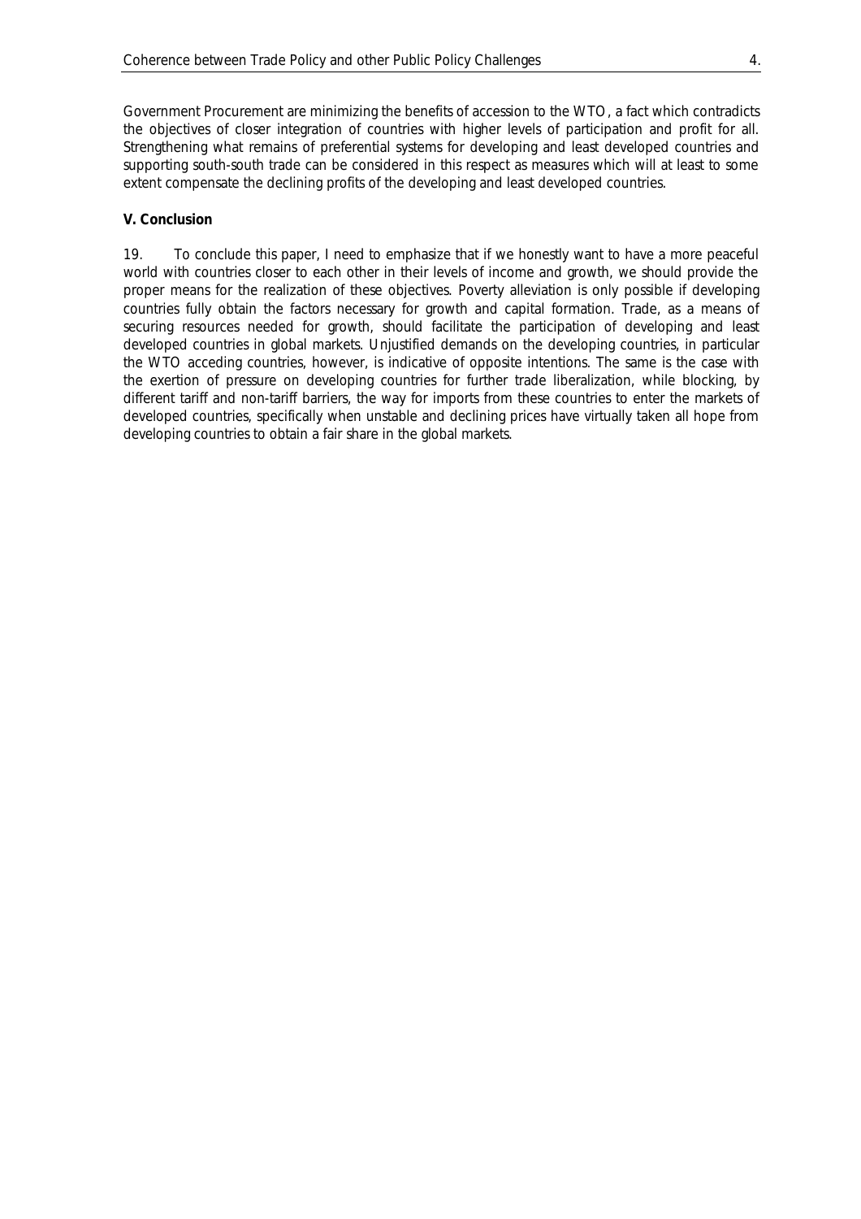Government Procurement are minimizing the benefits of accession to the WTO, a fact which contradicts the objectives of closer integration of countries with higher levels of participation and profit for all. Strengthening what remains of preferential systems for developing and least developed countries and supporting south-south trade can be considered in this respect as measures which will at least to some extent compensate the declining profits of the developing and least developed countries.

**V. Conclusion**

19. To conclude this paper, I need to emphasize that if we honestly want to have a more peaceful world with countries closer to each other in their levels of income and growth, we should provide the proper means for the realization of these objectives. Poverty alleviation is only possible if developing countries fully obtain the factors necessary for growth and capital formation. Trade, as a means of securing resources needed for growth, should facilitate the participation of developing and least developed countries in global markets. Unjustified demands on the developing countries, in particular the WTO acceding countries, however, is indicative of opposite intentions. The same is the case with the exertion of pressure on developing countries for further trade liberalization, while blocking, by different tariff and non-tariff barriers, the way for imports from these countries to enter the markets of developed countries, specifically when unstable and declining prices have virtually taken all hope from developing countries to obtain a fair share in the global markets.